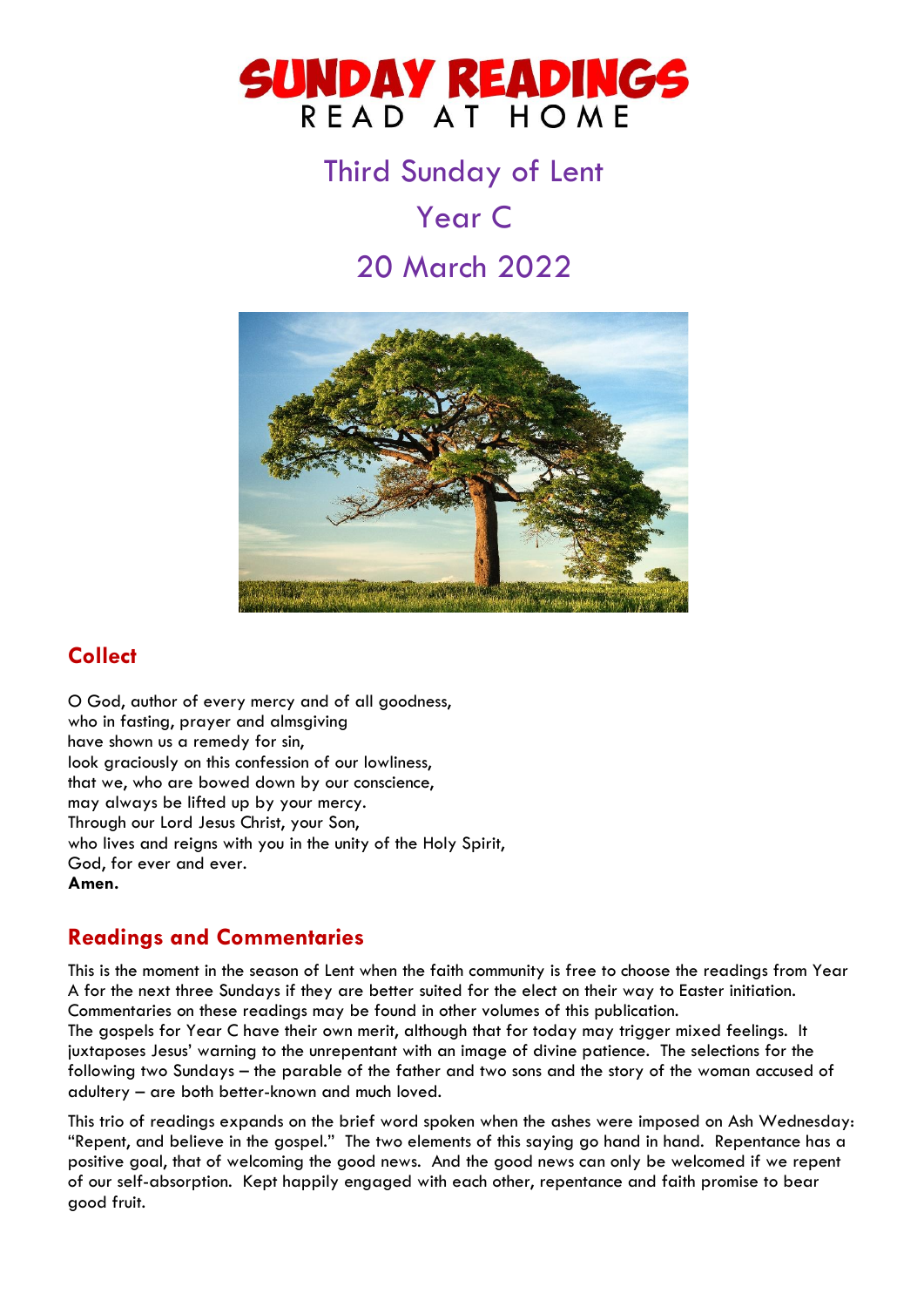# SUNDAY READINGS

READ AT HOME

## Third Sunday of Lent

## Year C

## 20 March 2022

## Collect

O God, author of every mercy and of all goodness,
who in fasting, prayer and almsgiving
have shown us a remedy for sin,
look graciously on this confession of our lowliness,
that we, who are bowed down by our conscience,
may always be lifted up by your mercy.
Through our Lord Jesus Christ, your Son,
who lives and reigns with you in the unity of the Holy Spirit,
God, for ever and ever.
**Amen.**

## Readings and Commentaries

This is the moment in the season of Lent when the faith community is free to choose the readings from Year A for the next three Sundays if they are better suited for the elect on their way to Easter initiation. Commentaries on these readings may be found in other volumes of this publication.
The gospels for Year C have their own merit, although that for today may trigger mixed feelings. It juxtaposes Jesus' warning to the unrepentant with an image of divine patience. The selections for the following two Sundays – the parable of the father and two sons and the story of the woman accused of adultery – are both better-known and much loved.

This trio of readings expands on the brief word spoken when the ashes were imposed on Ash Wednesday: "Repent, and believe in the gospel." The two elements of this saying go hand in hand. Repentance has a positive goal, that of welcoming the good news. And the good news can only be welcomed if we repent of our self-absorption. Kept happily engaged with each other, repentance and faith promise to bear good fruit.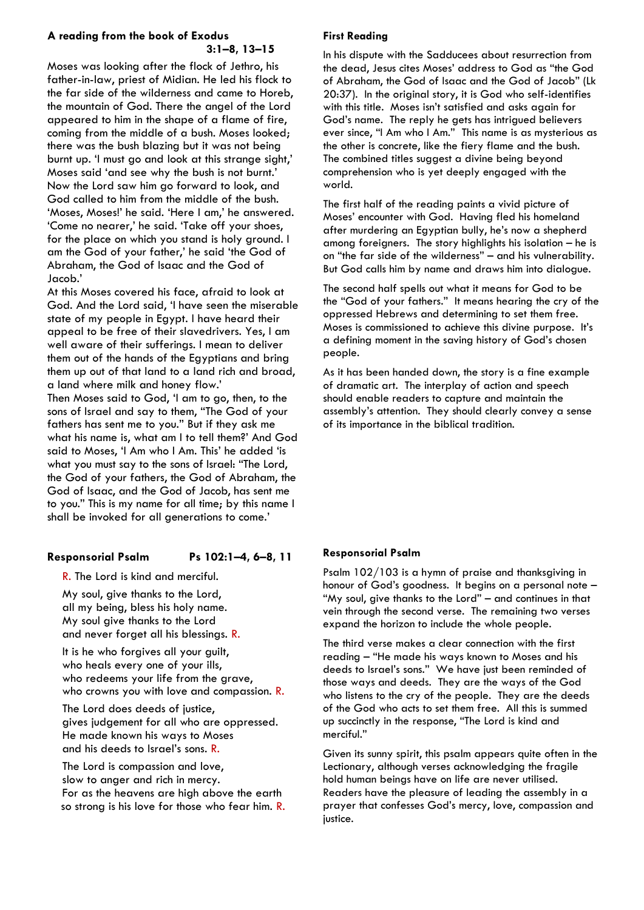**A reading from the book of Exodus**
**3:1–8, 13–15**

Moses was looking after the flock of Jethro, his father-in-law, priest of Midian. He led his flock to the far side of the wilderness and came to Horeb, the mountain of God. There the angel of the Lord appeared to him in the shape of a flame of fire, coming from the middle of a bush. Moses looked; there was the bush blazing but it was not being burnt up. 'I must go and look at this strange sight,' Moses said 'and see why the bush is not burnt.' Now the Lord saw him go forward to look, and God called to him from the middle of the bush. 'Moses, Moses!' he said. 'Here I am,' he answered. 'Come no nearer,' he said. 'Take off your shoes, for the place on which you stand is holy ground. I am the God of your father,' he said 'the God of Abraham, the God of Isaac and the God of Jacob.'
At this Moses covered his face, afraid to look at God. And the Lord said, 'I have seen the miserable state of my people in Egypt. I have heard their appeal to be free of their slavedrivers. Yes, I am well aware of their sufferings. I mean to deliver them out of the hands of the Egyptians and bring them up out of that land to a land rich and broad, a land where milk and honey flow.'
Then Moses said to God, 'I am to go, then, to the sons of Israel and say to them, "The God of your fathers has sent me to you." But if they ask me what his name is, what am I to tell them?' And God said to Moses, 'I Am who I Am. This' he added 'is what you must say to the sons of Israel: "The Lord, the God of your fathers, the God of Abraham, the God of Isaac, and the God of Jacob, has sent me to you." This is my name for all time; by this name I shall be invoked for all generations to come.'

**First Reading**

In his dispute with the Sadducees about resurrection from the dead, Jesus cites Moses' address to God as "the God of Abraham, the God of Isaac and the God of Jacob" (Lk 20:37). In the original story, it is God who self-identifies with this title. Moses isn't satisfied and asks again for God's name. The reply he gets has intrigued believers ever since, "I Am who I Am." This name is as mysterious as the other is concrete, like the fiery flame and the bush. The combined titles suggest a divine being beyond comprehension who is yet deeply engaged with the world.

The first half of the reading paints a vivid picture of Moses' encounter with God. Having fled his homeland after murdering an Egyptian bully, he's now a shepherd among foreigners. The story highlights his isolation – he is on "the far side of the wilderness" – and his vulnerability. But God calls him by name and draws him into dialogue.

The second half spells out what it means for God to be the "God of your fathers." It means hearing the cry of the oppressed Hebrews and determining to set them free. Moses is commissioned to achieve this divine purpose. It's a defining moment in the saving history of God's chosen people.

As it has been handed down, the story is a fine example of dramatic art. The interplay of action and speech should enable readers to capture and maintain the assembly's attention. They should clearly convey a sense of its importance in the biblical tradition.

**Responsorial Psalm** **Ps 102:1–4, 6–8, 11**

R. The Lord is kind and merciful.

My soul, give thanks to the Lord,
all my being, bless his holy name.
My soul give thanks to the Lord
and never forget all his blessings. R.

It is he who forgives all your guilt,
who heals every one of your ills,
who redeems your life from the grave,
who crowns you with love and compassion. R.

The Lord does deeds of justice,
gives judgement for all who are oppressed.
He made known his ways to Moses
and his deeds to Israel's sons. R.

The Lord is compassion and love,
slow to anger and rich in mercy.
For as the heavens are high above the earth
so strong is his love for those who fear him. R.

**Responsorial Psalm**

Psalm 102/103 is a hymn of praise and thanksgiving in honour of God's goodness. It begins on a personal note – "My soul, give thanks to the Lord" – and continues in that vein through the second verse. The remaining two verses expand the horizon to include the whole people.

The third verse makes a clear connection with the first reading – "He made his ways known to Moses and his deeds to Israel's sons." We have just been reminded of those ways and deeds. They are the ways of the God who listens to the cry of the people. They are the deeds of the God who acts to set them free. All this is summed up succinctly in the response, "The Lord is kind and merciful."

Given its sunny spirit, this psalm appears quite often in the Lectionary, although verses acknowledging the fragile hold human beings have on life are never utilised. Readers have the pleasure of leading the assembly in a prayer that confesses God's mercy, love, compassion and justice.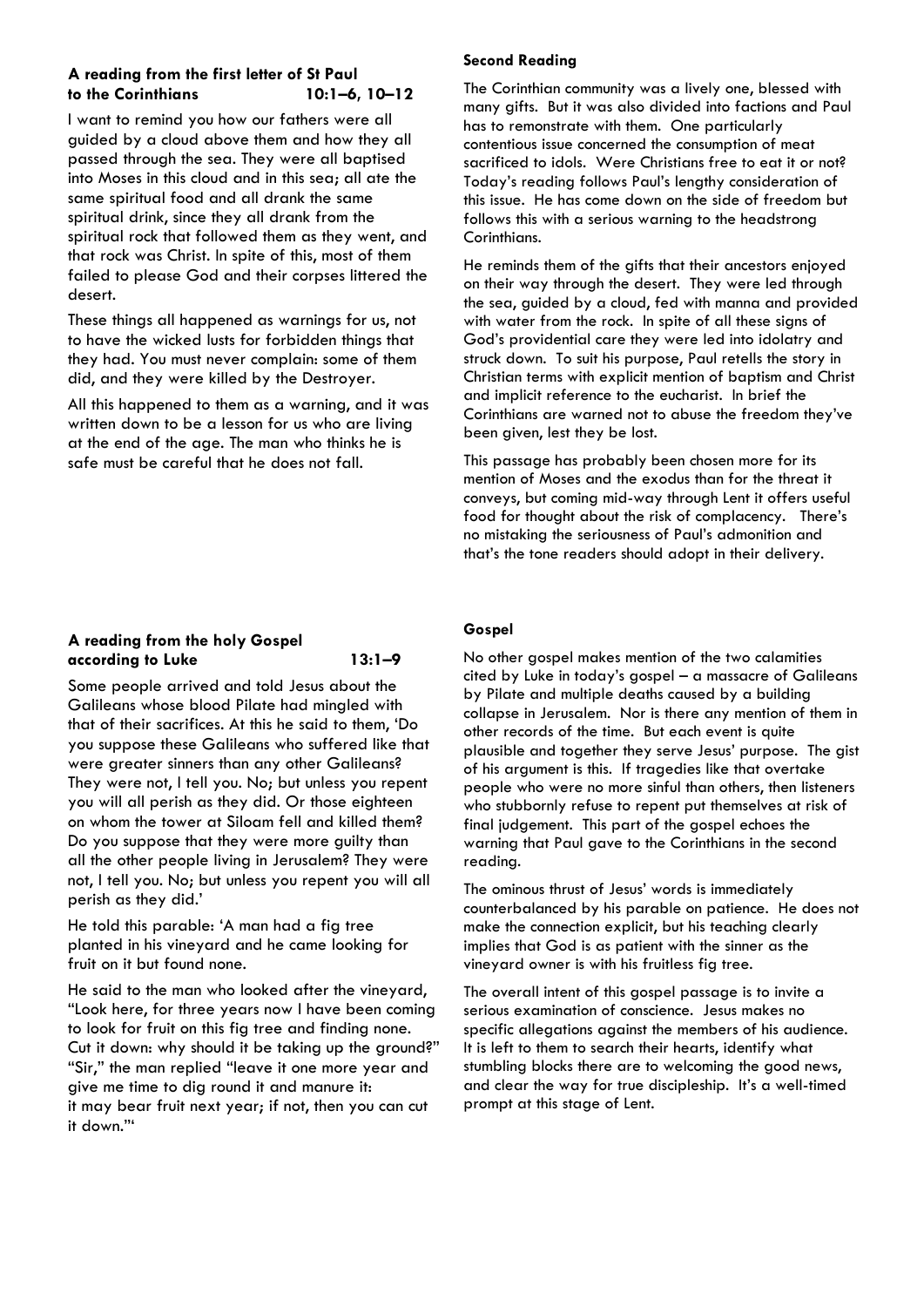### A reading from the first letter of St Paul to the Corinthians 10:1–6, 10–12

I want to remind you how our fathers were all guided by a cloud above them and how they all passed through the sea. They were all baptised into Moses in this cloud and in this sea; all ate the same spiritual food and all drank the same spiritual drink, since they all drank from the spiritual rock that followed them as they went, and that rock was Christ. In spite of this, most of them failed to please God and their corpses littered the desert.

These things all happened as warnings for us, not to have the wicked lusts for forbidden things that they had. You must never complain: some of them did, and they were killed by the Destroyer.

All this happened to them as a warning, and it was written down to be a lesson for us who are living at the end of the age. The man who thinks he is safe must be careful that he does not fall.

### Second Reading

The Corinthian community was a lively one, blessed with many gifts. But it was also divided into factions and Paul has to remonstrate with them. One particularly contentious issue concerned the consumption of meat sacrificed to idols. Were Christians free to eat it or not? Today's reading follows Paul's lengthy consideration of this issue. He has come down on the side of freedom but follows this with a serious warning to the headstrong Corinthians.

He reminds them of the gifts that their ancestors enjoyed on their way through the desert. They were led through the sea, guided by a cloud, fed with manna and provided with water from the rock. In spite of all these signs of God's providential care they were led into idolatry and struck down. To suit his purpose, Paul retells the story in Christian terms with explicit mention of baptism and Christ and implicit reference to the eucharist. In brief the Corinthians are warned not to abuse the freedom they've been given, lest they be lost.

This passage has probably been chosen more for its mention of Moses and the exodus than for the threat it conveys, but coming mid-way through Lent it offers useful food for thought about the risk of complacency. There's no mistaking the seriousness of Paul's admonition and that's the tone readers should adopt in their delivery.

### A reading from the holy Gospel according to Luke 13:1–9

Some people arrived and told Jesus about the Galileans whose blood Pilate had mingled with that of their sacrifices. At this he said to them, 'Do you suppose these Galileans who suffered like that were greater sinners than any other Galileans? They were not, I tell you. No; but unless you repent you will all perish as they did. Or those eighteen on whom the tower at Siloam fell and killed them? Do you suppose that they were more guilty than all the other people living in Jerusalem? They were not, I tell you. No; but unless you repent you will all perish as they did.'

He told this parable: 'A man had a fig tree planted in his vineyard and he came looking for fruit on it but found none.

He said to the man who looked after the vineyard, "Look here, for three years now I have been coming to look for fruit on this fig tree and finding none. Cut it down: why should it be taking up the ground?" "Sir," the man replied "leave it one more year and give me time to dig round it and manure it: it may bear fruit next year; if not, then you can cut it down."'

### Gospel

No other gospel makes mention of the two calamities cited by Luke in today's gospel – a massacre of Galileans by Pilate and multiple deaths caused by a building collapse in Jerusalem. Nor is there any mention of them in other records of the time. But each event is quite plausible and together they serve Jesus' purpose. The gist of his argument is this. If tragedies like that overtake people who were no more sinful than others, then listeners who stubbornly refuse to repent put themselves at risk of final judgement. This part of the gospel echoes the warning that Paul gave to the Corinthians in the second reading.

The ominous thrust of Jesus' words is immediately counterbalanced by his parable on patience. He does not make the connection explicit, but his teaching clearly implies that God is as patient with the sinner as the vineyard owner is with his fruitless fig tree.

The overall intent of this gospel passage is to invite a serious examination of conscience. Jesus makes no specific allegations against the members of his audience. It is left to them to search their hearts, identify what stumbling blocks there are to welcoming the good news, and clear the way for true discipleship. It's a well-timed prompt at this stage of Lent.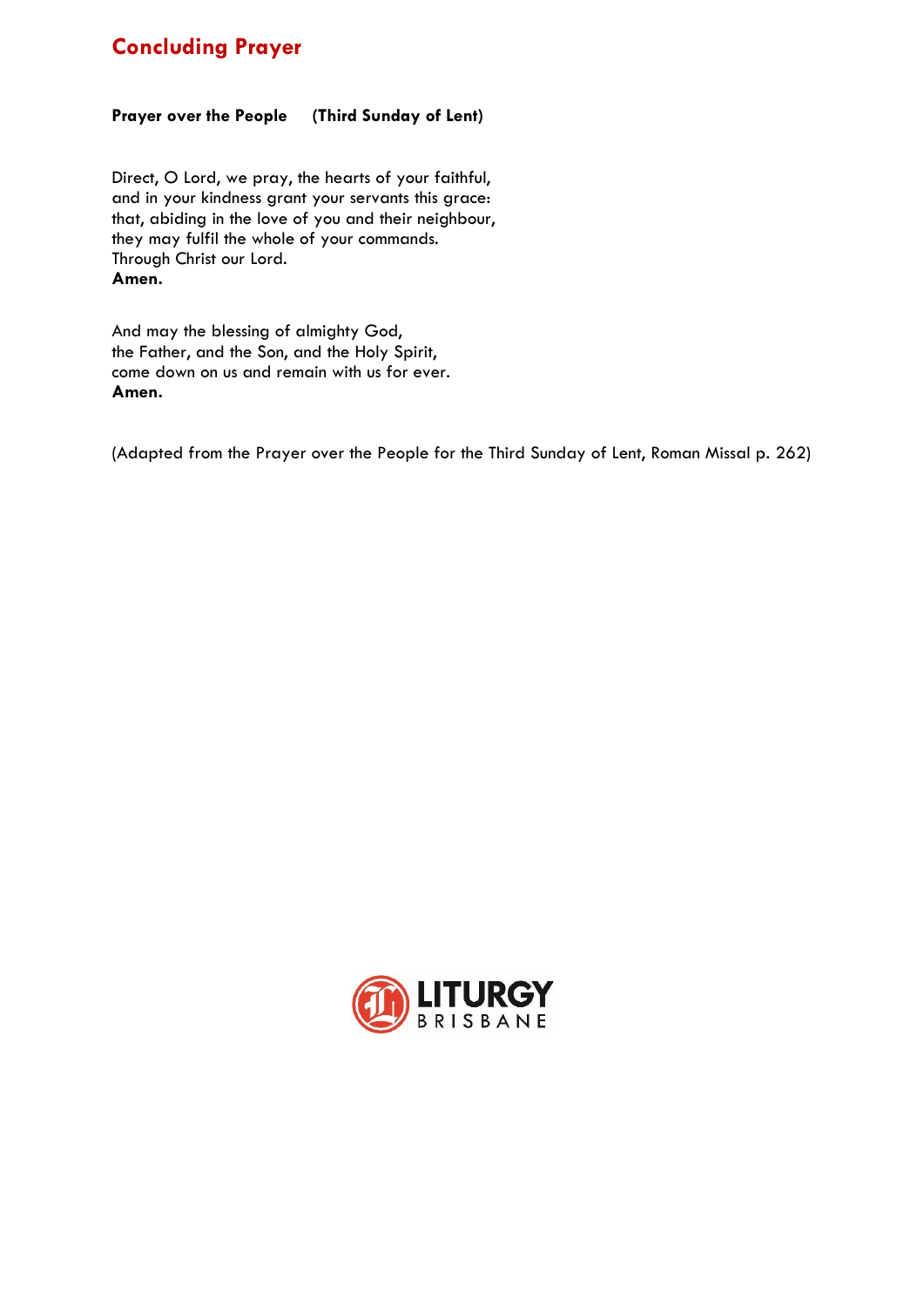## Concluding Prayer

**Prayer over the People (Third Sunday of Lent)**

Direct, O Lord, we pray, the hearts of your faithful,
and in your kindness grant your servants this grace:
that, abiding in the love of you and their neighbour,
they may fulfil the whole of your commands.
Through Christ our Lord.
**Amen.**

And may the blessing of almighty God,
the Father, and the Son, and the Holy Spirit,
come down on us and remain with us for ever.
**Amen.**

(Adapted from the Prayer over the People for the Third Sunday of Lent, Roman Missal p. 262)

LITURGY BRISBANE